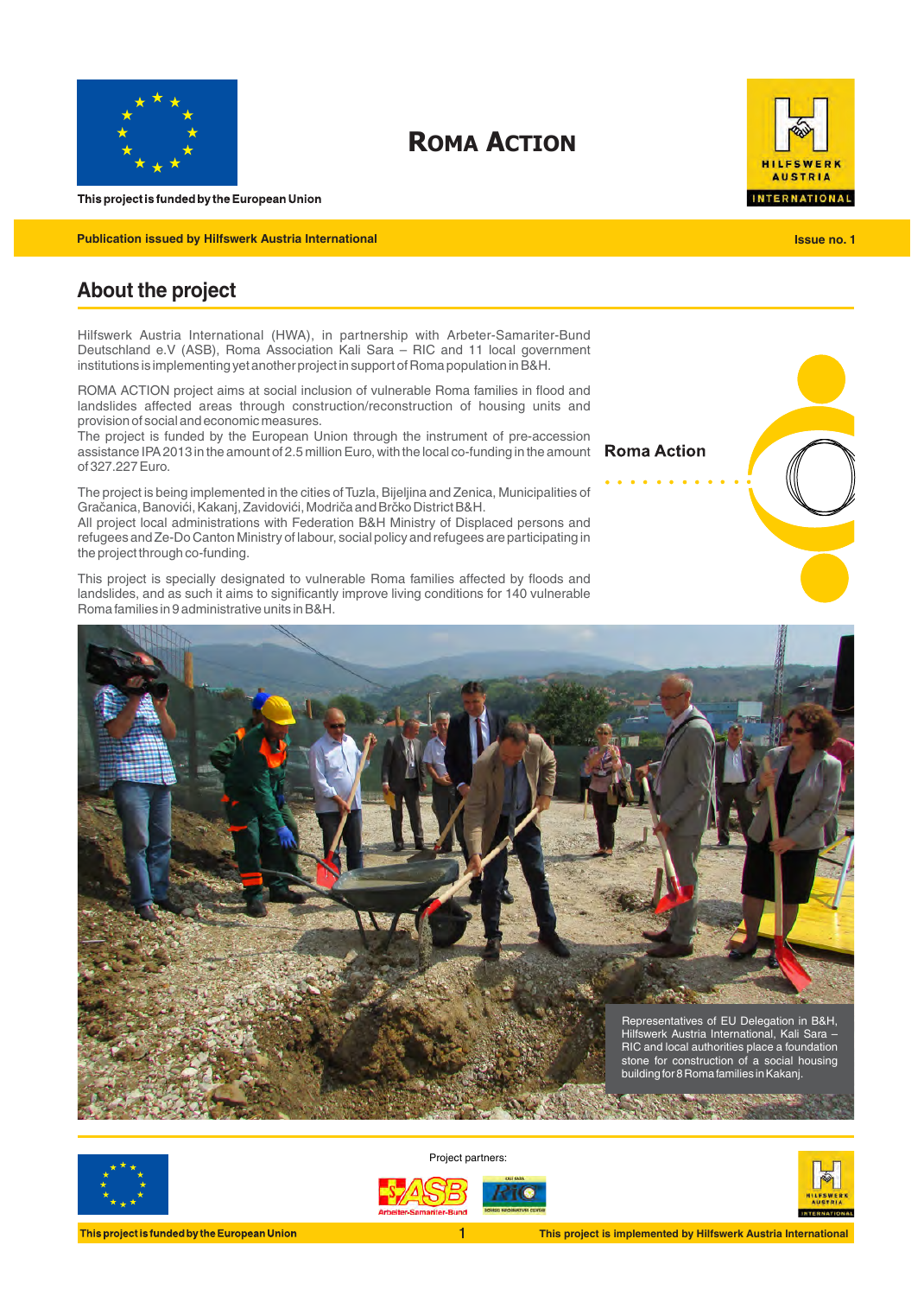This project is funded by the European Union

# ROMA ACTION

Publication issued by Hilfswerk Austria International

Issue no. 1

## About the project

Hilfswerk Austria International (HWA), in partnership with Arbeter-Samariter-Bund Deutschland e.V (ASB), Roma Association Kali Sara – RIC and 11 local government institutions is implementing yet another project in support of Roma population in B&H.

ROMA ACTION project aims at social inclusion of vulnerable Roma families in flood and landslides affected areas through construction/reconstruction of housing units and provision of social and economic measures.
The project is funded by the European Union through the instrument of pre-accession assistance IPA 2013 in the amount of 2.5 million Euro, with the local co-funding in the amount of 327.227 Euro.

The project is being implemented in the cities of Tuzla, Bijeljina and Zenica, Municipalities of Gračanica, Banovići, Kakanj, Zavidovići, Modriča and Brčko District B&H.
All project local administrations with Federation B&H Ministry of Displaced persons and refugees and Ze-Do Canton Ministry of labour, social policy and refugees are participating in the project through co-funding.

This project is specially designated to vulnerable Roma families affected by floods and landslides, and as such it aims to significantly improve living conditions for 140 vulnerable Roma families in 9 administrative units in B&H.

**Roma Action**

Representatives of EU Delegation in B&H, Hilfswerk Austria International, Kali Sara – RIC and local authorities place a foundation stone for construction of a social housing building for 8 Roma families in Kakanj.

Project partners:

This project is funded by the European Union

This project is implemented by Hilfswerk Austria International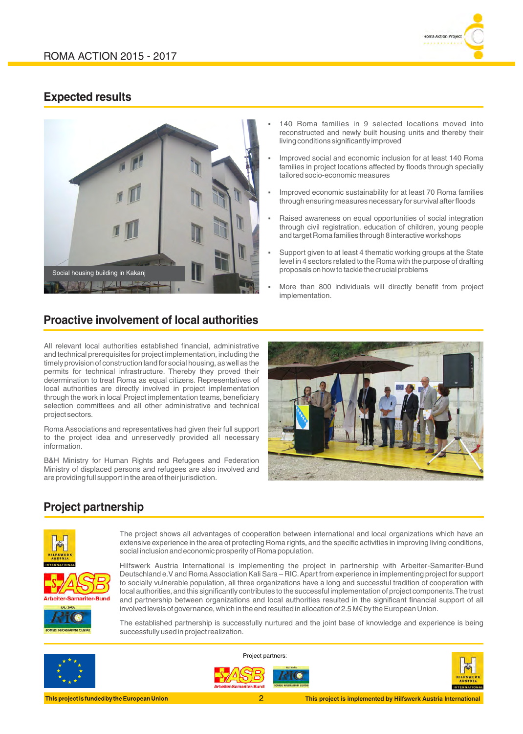## Expected results

Social housing building in Kakanj

- 140 Roma families in 9 selected locations moved into reconstructed and newly built housing units and thereby their living conditions significantly improved
- Improved social and economic inclusion for at least 140 Roma families in project locations affected by floods through specially tailored socio-economic measures
- Improved economic sustainability for at least 70 Roma families through ensuring measures necessary for survival after floods
- Raised awareness on equal opportunities of social integration through civil registration, education of children, young people and target Roma families through 8 interactive workshops
- Support given to at least 4 thematic working groups at the State level in 4 sectors related to the Roma with the purpose of drafting proposals on how to tackle the crucial problems
- More than 800 individuals will directly benefit from project implementation.

## Proactive involvement of local authorities

All relevant local authorities established financial, administrative and technical prerequisites for project implementation, including the timely provision of construction land for social housing, as well as the permits for technical infrastructure. Thereby they proved their determination to treat Roma as equal citizens. Representatives of local authorities are directly involved in project implementation through the work in local Project implementation teams, beneficiary selection committees and all other administrative and technical project sectors.

Roma Associations and representatives had given their full support to the project idea and unreservedly provided all necessary information.

B&H Ministry for Human Rights and Refugees and Federation Ministry of displaced persons and refugees are also involved and are providing full support in the area of their jurisdiction.

## Project partnership

The project shows all advantages of cooperation between international and local organizations which have an extensive experience in the area of protecting Roma rights, and the specific activities in improving living conditions, social inclusion and economic prosperity of Roma population.

Hilfswerk Austria International is implementing the project in partnership with Arbeiter-Samariter-Bund Deutschland e.V and Roma Association Kali Sara – RIC. Apart from experience in implementing project for support to socially vulnerable population, all three organizations have a long and successful tradition of cooperation with local authorities, and this significantly contributes to the successful implementation of project components. The trust and partnership between organizations and local authorities resulted in the significant financial support of all involved levels of governance, which in the end resulted in allocation of 2.5 M€ by the European Union.

The established partnership is successfully nurtured and the joint base of knowledge and experience is being successfully used in project realization.

Project partners:

This project is funded by the European Union

This project is implemented by Hilfswerk Austria International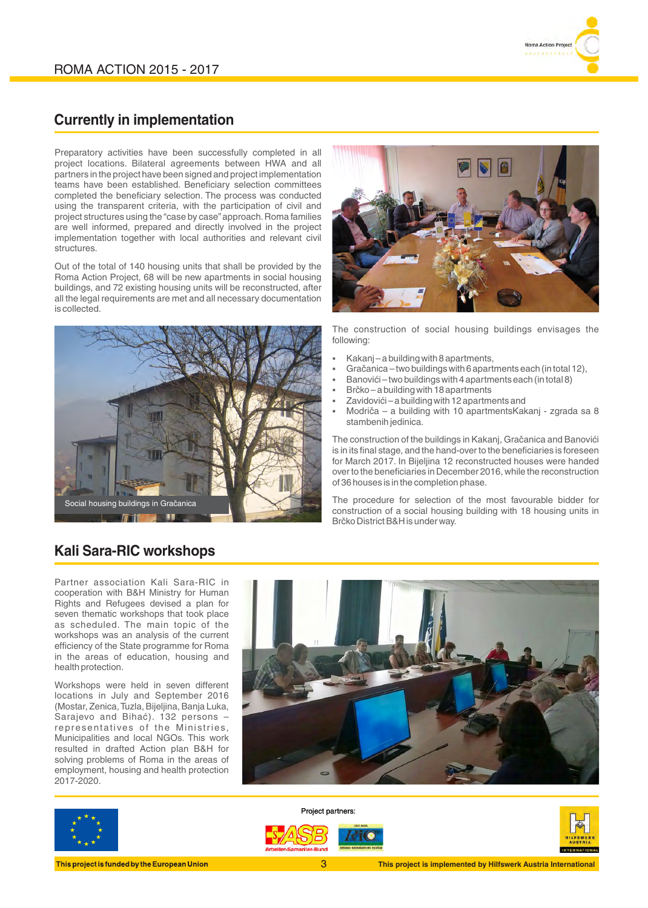## Currently in implementation

Preparatory activities have been successfully completed in all project locations. Bilateral agreements between HWA and all partners in the project have been signed and project implementation teams have been established. Beneficiary selection committees completed the beneficiary selection. The process was conducted using the transparent criteria, with the participation of civil and project structures using the "case by case" approach. Roma families are well informed, prepared and directly involved in the project implementation together with local authorities and relevant civil structures.

Out of the total of 140 housing units that shall be provided by the Roma Action Project, 68 will be new apartments in social housing buildings, and 72 existing housing units will be reconstructed, after all the legal requirements are met and all necessary documentation is collected.

Social housing buildings in Gračanica

The construction of social housing buildings envisages the following:

- Kakanj – a building with 8 apartments,
- Gračanica – two buildings with 6 apartments each (in total 12),
- Banovići – two buildings with 4 apartments each (in total 8)
- Brčko – a building with 18 apartments
- Zavidovići – a building with 12 apartments and
- Modriča – a building with 10 apartmentsKakanj - zgrada sa 8 stambenih jedinica.

The construction of the buildings in Kakanj, Gračanica and Banovići is in its final stage, and the hand-over to the beneficiaries is foreseen for March 2017. In Bijeljina 12 reconstructed houses were handed over to the beneficiaries in December 2016, while the reconstruction of 36 houses is in the completion phase.

The procedure for selection of the most favourable bidder for construction of a social housing building with 18 housing units in Brčko District B&H is under way.

## Kali Sara-RIC workshops

Partner association Kali Sara-RIC in cooperation with B&H Ministry for Human Rights and Refugees devised a plan for seven thematic workshops that took place as scheduled. The main topic of the workshops was an analysis of the current efficiency of the State programme for Roma in the areas of education, housing and health protection.

Workshops were held in seven different locations in July and September 2016 (Mostar, Zenica, Tuzla, Bijeljina, Banja Luka, Sarajevo and Bihać). 132 persons – representatives of the Ministries, Municipalities and local NGOs. This work resulted in drafted Action plan B&H for solving problems of Roma in the areas of employment, housing and health protection 2017-2020.

Project partners:

This project is funded by the European Union

This project is implemented by Hilfswerk Austria International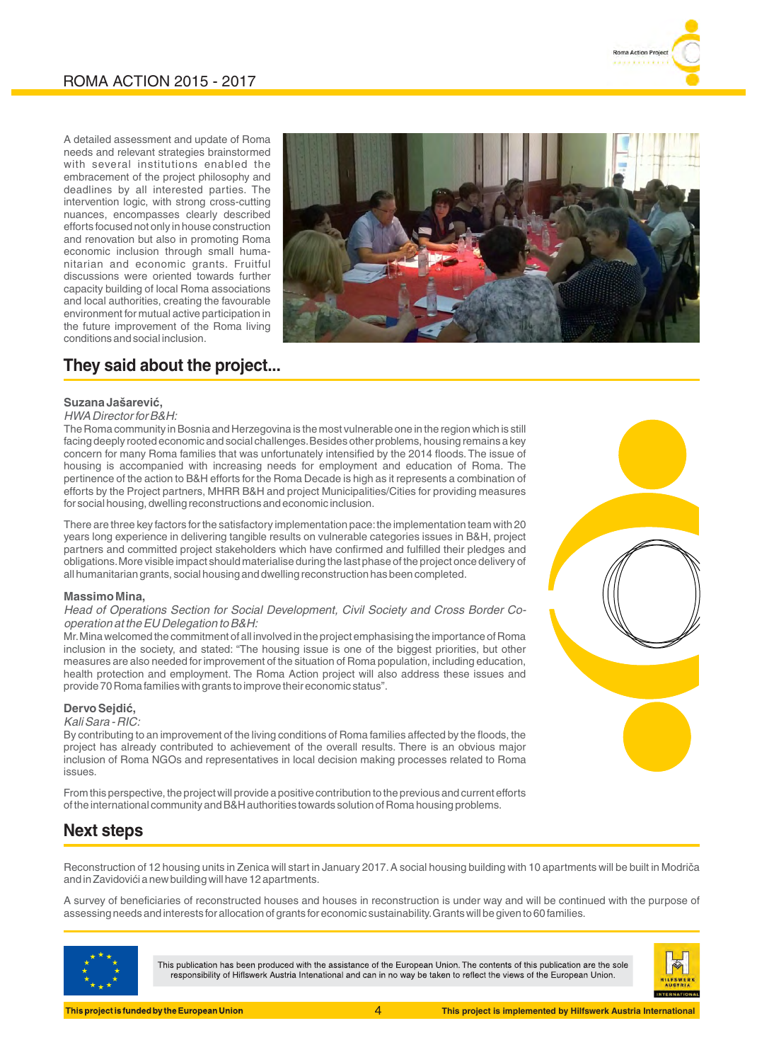A detailed assessment and update of Roma needs and relevant strategies brainstormed with several institutions enabled the embracement of the project philosophy and deadlines by all interested parties. The intervention logic, with strong cross-cutting nuances, encompasses clearly described efforts focused not only in house construction and renovation but also in promoting Roma economic inclusion through small humanitarian and economic grants. Fruitful discussions were oriented towards further capacity building of local Roma associations and local authorities, creating the favourable environment for mutual active participation in the future improvement of the Roma living conditions and social inclusion.

## They said about the project...

**Suzana Jašarević,**
*HWA Director for B&H:*
The Roma community in Bosnia and Herzegovina is the most vulnerable one in the region which is still facing deeply rooted economic and social challenges. Besides other problems, housing remains a key concern for many Roma families that was unfortunately intensified by the 2014 floods. The issue of housing is accompanied with increasing needs for employment and education of Roma. The pertinence of the action to B&H efforts for the Roma Decade is high as it represents a combination of efforts by the Project partners, MHRR B&H and project Municipalities/Cities for providing measures for social housing, dwelling reconstructions and economic inclusion.

There are three key factors for the satisfactory implementation pace: the implementation team with 20 years long experience in delivering tangible results on vulnerable categories issues in B&H, project partners and committed project stakeholders which have confirmed and fulfilled their pledges and obligations. More visible impact should materialise during the last phase of the project once delivery of all humanitarian grants, social housing and dwelling reconstruction has been completed.

**Massimo Mina,**
*Head of Operations Section for Social Development, Civil Society and Cross Border Co-operation at the EU Delegation to B&H:*
Mr. Mina welcomed the commitment of all involved in the project emphasising the importance of Roma inclusion in the society, and stated: "The housing issue is one of the biggest priorities, but other measures are also needed for improvement of the situation of Roma population, including education, health protection and employment. The Roma Action project will also address these issues and provide 70 Roma families with grants to improve their economic status".

**Dervo Sejdić,**
*Kali Sara - RIC:*
By contributing to an improvement of the living conditions of Roma families affected by the floods, the project has already contributed to achievement of the overall results. There is an obvious major inclusion of Roma NGOs and representatives in local decision making processes related to Roma issues.

From this perspective, the project will provide a positive contribution to the previous and current efforts of the international community and B&H authorities towards solution of Roma housing problems.

## Next steps

Reconstruction of 12 housing units in Zenica will start in January 2017. A social housing building with 10 apartments will be built in Modriča and in Zavidovići a new building will have 12 apartments.

A survey of beneficiaries of reconstructed houses and houses in reconstruction is under way and will be continued with the purpose of assessing needs and interests for allocation of grants for economic sustainability. Grants will be given to 60 families.

This publication has been produced with the assistance of the European Union. The contents of this publication are the sole responsibility of Hilfswerk Austria Intenational and can in no way be taken to reflect the views of the European Union.

**This project is funded by the European Union**

**This project is implemented by Hilfswerk Austria International**